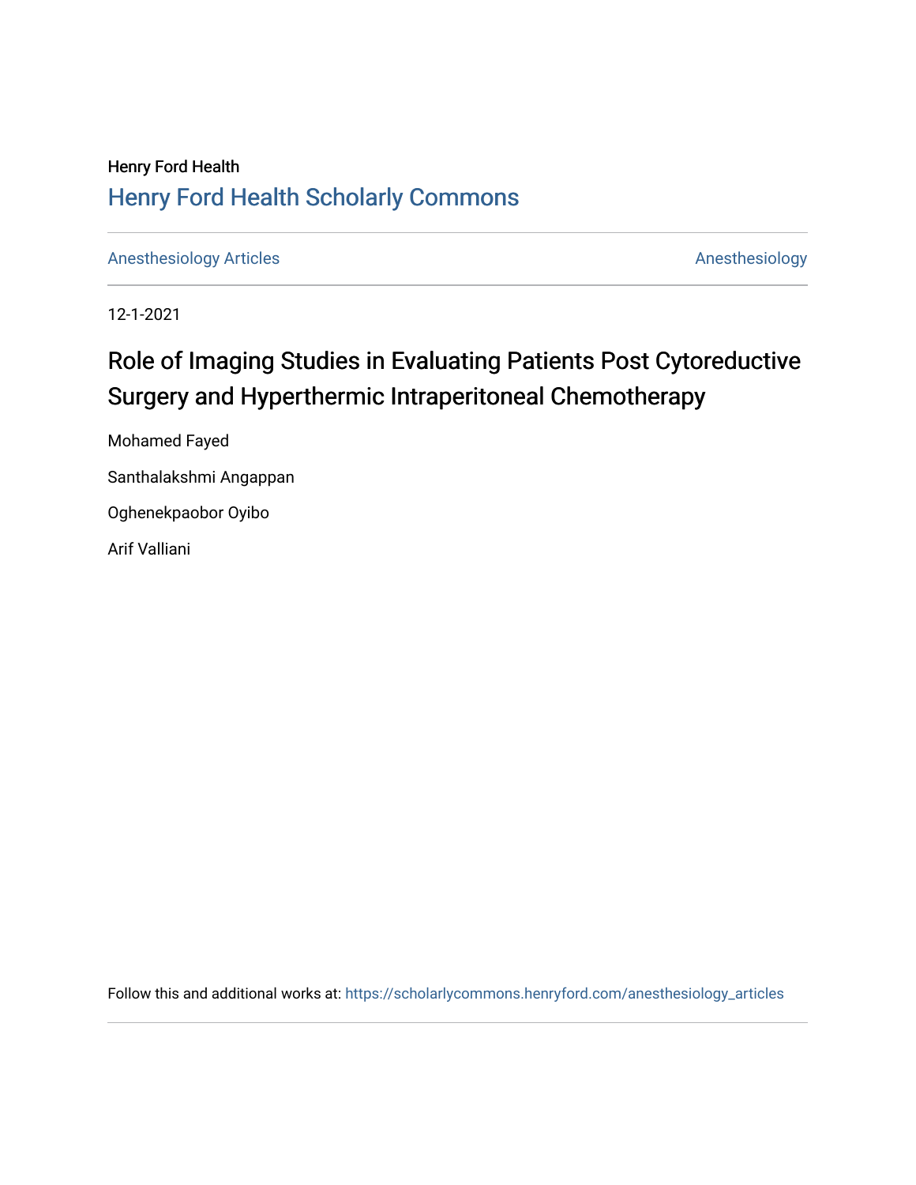Henry Ford Health

Henry Ford Health Scholarly Commons

Anesthesiology Articles | Anesthesiology

12-1-2021

# Role of Imaging Studies in Evaluating Patients Post Cytoreductive Surgery and Hyperthermic Intraperitoneal Chemotherapy

Mohamed Fayed

Santhalakshmi Angappan

Oghenekpaobor Oyibo

Arif Valliani

Follow this and additional works at: https://scholarlycommons.henryford.com/anesthesiology_articles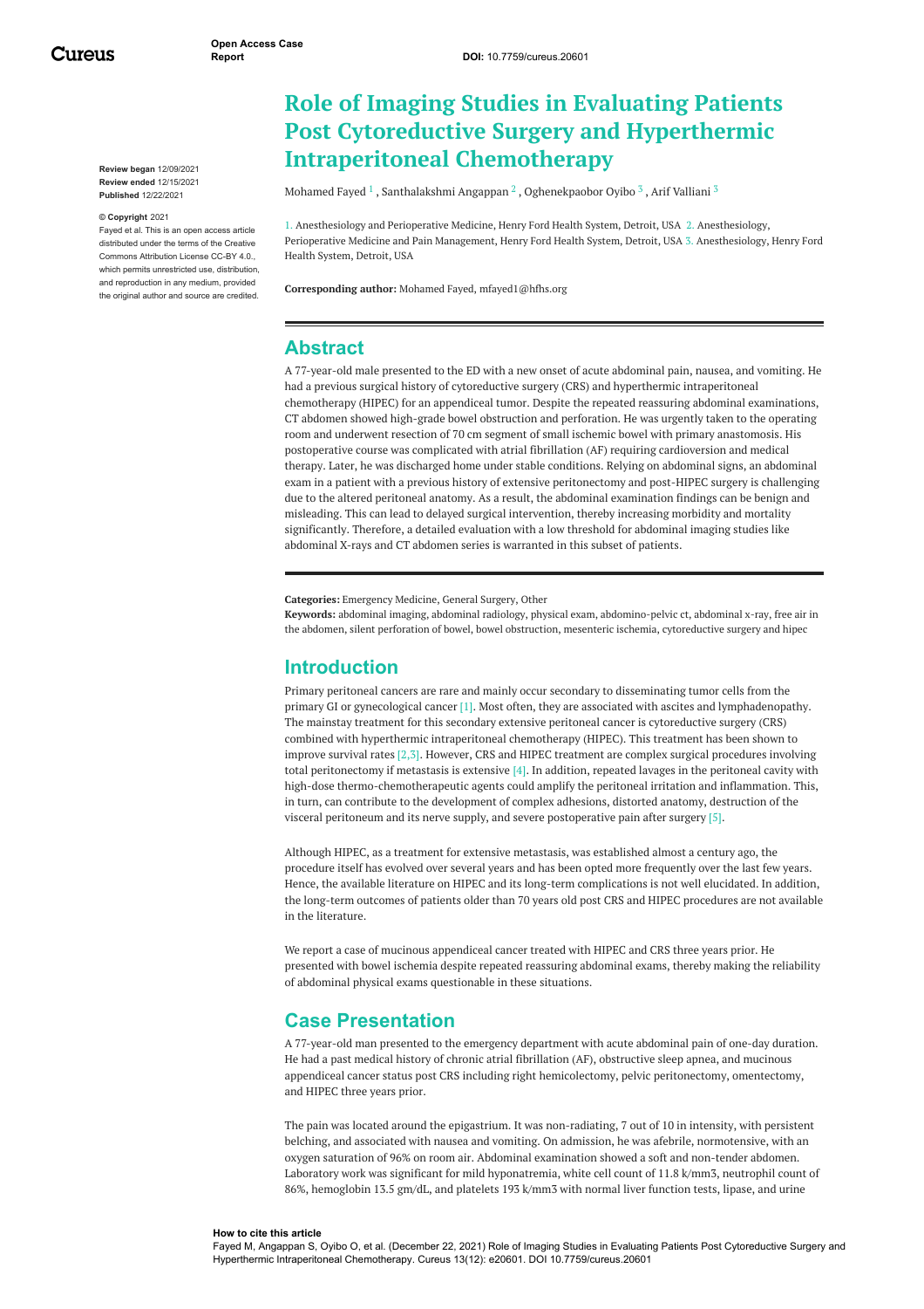# Role of Imaging Studies in Evaluating Patients Post Cytoreductive Surgery and Hyperthermic Intraperitoneal Chemotherapy

Mohamed Fayed [1] , Santhalakshmi Angappan [2] , Oghenekpaobor Oyibo [3] , Arif Valliani [3]

1. Anesthesiology and Perioperative Medicine, Henry Ford Health System, Detroit, USA 2. Anesthesiology, Perioperative Medicine and Pain Management, Henry Ford Health System, Detroit, USA 3. Anesthesiology, Henry Ford Health System, Detroit, USA

**Corresponding author:** Mohamed Fayed, mfayed1@hfhs.org

**Review began** 12/09/2021
**Review ended** 12/15/2021
**Published** 12/22/2021

**© Copyright** 2021
Fayed et al. This is an open access article distributed under the terms of the Creative Commons Attribution License CC-BY 4.0., which permits unrestricted use, distribution, and reproduction in any medium, provided the original author and source are credited.

## Abstract

A 77-year-old male presented to the ED with a new onset of acute abdominal pain, nausea, and vomiting. He had a previous surgical history of cytoreductive surgery (CRS) and hyperthermic intraperitoneal chemotherapy (HIPEC) for an appendiceal tumor. Despite the repeated reassuring abdominal examinations, CT abdomen showed high-grade bowel obstruction and perforation. He was urgently taken to the operating room and underwent resection of 70 cm segment of small ischemic bowel with primary anastomosis. His postoperative course was complicated with atrial fibrillation (AF) requiring cardioversion and medical therapy. Later, he was discharged home under stable conditions. Relying on abdominal signs, an abdominal exam in a patient with a previous history of extensive peritonectomy and post-HIPEC surgery is challenging due to the altered peritoneal anatomy. As a result, the abdominal examination findings can be benign and misleading. This can lead to delayed surgical intervention, thereby increasing morbidity and mortality significantly. Therefore, a detailed evaluation with a low threshold for abdominal imaging studies like abdominal X-rays and CT abdomen series is warranted in this subset of patients.

**Categories:** Emergency Medicine, General Surgery, Other
**Keywords:** abdominal imaging, abdominal radiology, physical exam, abdomino-pelvic ct, abdominal x-ray, free air in the abdomen, silent perforation of bowel, bowel obstruction, mesenteric ischemia, cytoreductive surgery and hipec

## Introduction

Primary peritoneal cancers are rare and mainly occur secondary to disseminating tumor cells from the primary GI or gynecological cancer [1]. Most often, they are associated with ascites and lymphadenopathy. The mainstay treatment for this secondary extensive peritoneal cancer is cytoreductive surgery (CRS) combined with hyperthermic intraperitoneal chemotherapy (HIPEC). This treatment has been shown to improve survival rates [2,3]. However, CRS and HIPEC treatment are complex surgical procedures involving total peritonectomy if metastasis is extensive [4]. In addition, repeated lavages in the peritoneal cavity with high-dose thermo-chemotherapeutic agents could amplify the peritoneal irritation and inflammation. This, in turn, can contribute to the development of complex adhesions, distorted anatomy, destruction of the visceral peritoneum and its nerve supply, and severe postoperative pain after surgery [5].

Although HIPEC, as a treatment for extensive metastasis, was established almost a century ago, the procedure itself has evolved over several years and has been opted more frequently over the last few years. Hence, the available literature on HIPEC and its long-term complications is not well elucidated. In addition, the long-term outcomes of patients older than 70 years old post CRS and HIPEC procedures are not available in the literature.

We report a case of mucinous appendiceal cancer treated with HIPEC and CRS three years prior. He presented with bowel ischemia despite repeated reassuring abdominal exams, thereby making the reliability of abdominal physical exams questionable in these situations.

## Case Presentation

A 77-year-old man presented to the emergency department with acute abdominal pain of one-day duration. He had a past medical history of chronic atrial fibrillation (AF), obstructive sleep apnea, and mucinous appendiceal cancer status post CRS including right hemicolectomy, pelvic peritonectomy, omentectomy, and HIPEC three years prior.

The pain was located around the epigastrium. It was non-radiating, 7 out of 10 in intensity, with persistent belching, and associated with nausea and vomiting. On admission, he was afebrile, normotensive, with an oxygen saturation of 96% on room air. Abdominal examination showed a soft and non-tender abdomen. Laboratory work was significant for mild hyponatremia, white cell count of 11.8 k/mm3, neutrophil count of 86%, hemoglobin 13.5 gm/dL, and platelets 193 k/mm3 with normal liver function tests, lipase, and urine

**How to cite this article**
Fayed M, Angappan S, Oyibo O, et al. (December 22, 2021) Role of Imaging Studies in Evaluating Patients Post Cytoreductive Surgery and Hyperthermic Intraperitoneal Chemotherapy. Cureus 13(12): e20601. DOI 10.7759/cureus.20601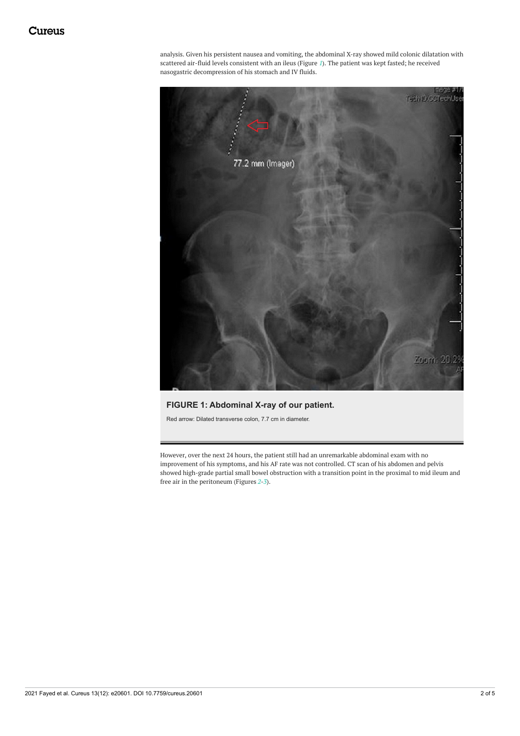analysis. Given his persistent nausea and vomiting, the abdominal X-ray showed mild colonic dilatation with scattered air-fluid levels consistent with an ileus (Figure 1). The patient was kept fasted; he received nasogastric decompression of his stomach and IV fluids.

**FIGURE 1: Abdominal X-ray of our patient.**

Red arrow: Dilated transverse colon, 7.7 cm in diameter.

However, over the next 24 hours, the patient still had an unremarkable abdominal exam with no improvement of his symptoms, and his AF rate was not controlled. CT scan of his abdomen and pelvis showed high-grade partial small bowel obstruction with a transition point in the proximal to mid ileum and free air in the peritoneum (Figures 2-3).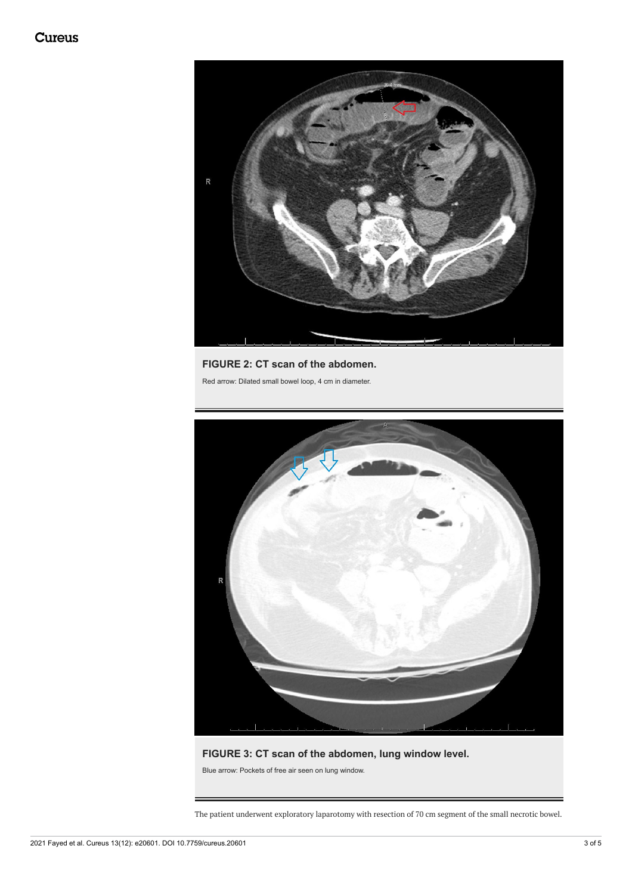**FIGURE 2: CT scan of the abdomen.**

Red arrow: Dilated small bowel loop, 4 cm in diameter.

**FIGURE 3: CT scan of the abdomen, lung window level.**

Blue arrow: Pockets of free air seen on lung window.

The patient underwent exploratory laparotomy with resection of 70 cm segment of the small necrotic bowel.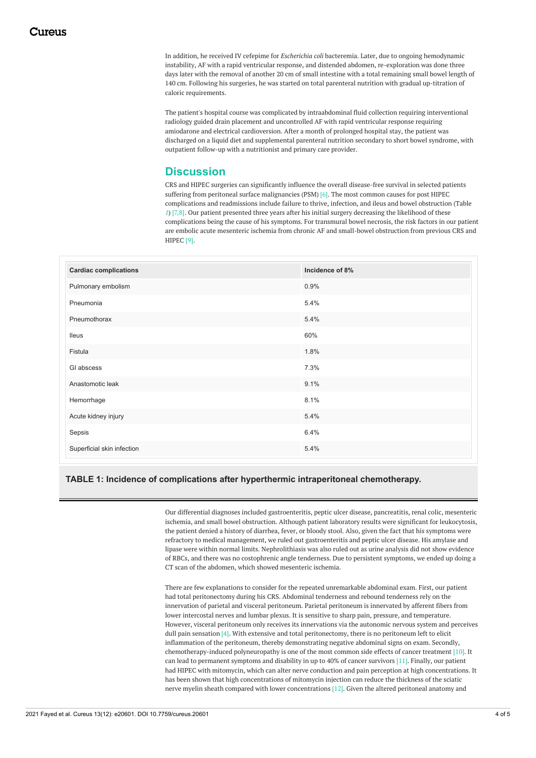In addition, he received IV cefepime for *Escherichia coli* bacteremia. Later, due to ongoing hemodynamic instability, AF with a rapid ventricular response, and distended abdomen, re-exploration was done three days later with the removal of another 20 cm of small intestine with a total remaining small bowel length of 140 cm. Following his surgeries, he was started on total parenteral nutrition with gradual up-titration of caloric requirements.

The patient's hospital course was complicated by intraabdominal fluid collection requiring interventional radiology guided drain placement and uncontrolled AF with rapid ventricular response requiring amiodarone and electrical cardioversion. After a month of prolonged hospital stay, the patient was discharged on a liquid diet and supplemental parenteral nutrition secondary to short bowel syndrome, with outpatient follow-up with a nutritionist and primary care provider.

## Discussion

CRS and HIPEC surgeries can significantly influence the overall disease-free survival in selected patients suffering from peritoneal surface malignancies (PSM) [6]. The most common causes for post HIPEC complications and readmissions include failure to thrive, infection, and ileus and bowel obstruction (Table *1*) [7,8]. Our patient presented three years after his initial surgery decreasing the likelihood of these complications being the cause of his symptoms. For transmural bowel necrosis, the risk factors in our patient are embolic acute mesenteric ischemia from chronic AF and small-bowel obstruction from previous CRS and HIPEC [9].

| Cardiac complications | Incidence of 8% |
|---|---|
| Pulmonary embolism | 0.9% |
| Pneumonia | 5.4% |
| Pneumothorax | 5.4% |
| Ileus | 60% |
| Fistula | 1.8% |
| GI abscess | 7.3% |
| Anastomotic leak | 9.1% |
| Hemorrhage | 8.1% |
| Acute kidney injury | 5.4% |
| Sepsis | 6.4% |
| Superficial skin infection | 5.4% |

**TABLE 1: Incidence of complications after hyperthermic intraperitoneal chemotherapy.**

Our differential diagnoses included gastroenteritis, peptic ulcer disease, pancreatitis, renal colic, mesenteric ischemia, and small bowel obstruction. Although patient laboratory results were significant for leukocytosis, the patient denied a history of diarrhea, fever, or bloody stool. Also, given the fact that his symptoms were refractory to medical management, we ruled out gastroenteritis and peptic ulcer disease. His amylase and lipase were within normal limits. Nephrolithiasis was also ruled out as urine analysis did not show evidence of RBCs, and there was no costophrenic angle tenderness. Due to persistent symptoms, we ended up doing a CT scan of the abdomen, which showed mesenteric ischemia.

There are few explanations to consider for the repeated unremarkable abdominal exam. First, our patient had total peritonectomy during his CRS. Abdominal tenderness and rebound tenderness rely on the innervation of parietal and visceral peritoneum. Parietal peritoneum is innervated by afferent fibers from lower intercostal nerves and lumbar plexus. It is sensitive to sharp pain, pressure, and temperature. However, visceral peritoneum only receives its innervations via the autonomic nervous system and perceives dull pain sensation [4]. With extensive and total peritonectomy, there is no peritoneum left to elicit inflammation of the peritoneum, thereby demonstrating negative abdominal signs on exam. Secondly, chemotherapy-induced polyneuropathy is one of the most common side effects of cancer treatment [10]. It can lead to permanent symptoms and disability in up to 40% of cancer survivors [11]. Finally, our patient had HIPEC with mitomycin, which can alter nerve conduction and pain perception at high concentrations. It has been shown that high concentrations of mitomycin injection can reduce the thickness of the sciatic nerve myelin sheath compared with lower concentrations [12]. Given the altered peritoneal anatomy and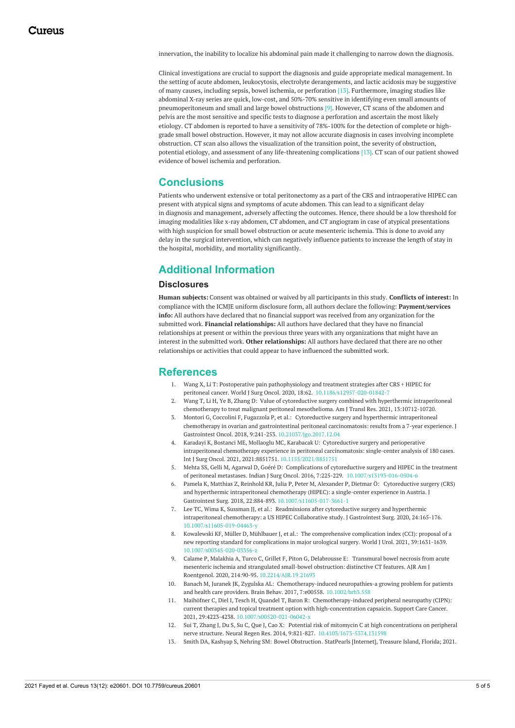innervation, the inability to localize his abdominal pain made it challenging to narrow down the diagnosis.

Clinical investigations are crucial to support the diagnosis and guide appropriate medical management. In the setting of acute abdomen, leukocytosis, electrolyte derangements, and lactic acidosis may be suggestive of many causes, including sepsis, bowel ischemia, or perforation [13]. Furthermore, imaging studies like abdominal X-ray series are quick, low-cost, and 50%-70% sensitive in identifying even small amounts of pneumoperitoneum and small and large bowel obstructions [9]. However, CT scans of the abdomen and pelvis are the most sensitive and specific tests to diagnose a perforation and ascertain the most likely etiology. CT abdomen is reported to have a sensitivity of 78%-100% for the detection of complete or high-grade small bowel obstruction. However, it may not allow accurate diagnosis in cases involving incomplete obstruction. CT scan also allows the visualization of the transition point, the severity of obstruction, potential etiology, and assessment of any life-threatening complications [13]. CT scan of our patient showed evidence of bowel ischemia and perforation.

## Conclusions

Patients who underwent extensive or total peritonectomy as a part of the CRS and intraoperative HIPEC can present with atypical signs and symptoms of acute abdomen. This can lead to a significant delay in diagnosis and management, adversely affecting the outcomes. Hence, there should be a low threshold for imaging modalities like x-ray abdomen, CT abdomen, and CT angiogram in case of atypical presentations with high suspicion for small bowel obstruction or acute mesenteric ischemia. This is done to avoid any delay in the surgical intervention, which can negatively influence patients to increase the length of stay in the hospital, morbidity, and mortality significantly.

## Additional Information

### Disclosures

**Human subjects:** Consent was obtained or waived by all participants in this study. **Conflicts of interest:** In compliance with the ICMJE uniform disclosure form, all authors declare the following: **Payment/services info:** All authors have declared that no financial support was received from any organization for the submitted work. **Financial relationships:** All authors have declared that they have no financial relationships at present or within the previous three years with any organizations that might have an interest in the submitted work. **Other relationships:** All authors have declared that there are no other relationships or activities that could appear to have influenced the submitted work.

## References

1. Wang X, Li T: Postoperative pain pathophysiology and treatment strategies after CRS + HIPEC for peritoneal cancer. World J Surg Oncol. 2020, 18:62. 10.1186/s12957-020-01842-7
2. Wang T, Li H, Ye B, Zhang D: Value of cytoreductive surgery combined with hyperthermic intraperitoneal chemotherapy to treat malignant peritoneal mesothelioma. Am J Transl Res. 2021, 13:10712-10720.
3. Montori G, Coccolini F, Fugazzola P, et al.: Cytoreductive surgery and hyperthermic intraperitoneal chemotherapy in ovarian and gastrointestinal peritoneal carcinomatosis: results from a 7-year experience. J Gastrointest Oncol. 2018, 9:241-253. 10.21037/jgo.2017.12.04
4. Karadayi K, Bostanci ME, Mollaoglu MC, Karabacak U: Cytoreductive surgery and perioperative intraperitoneal chemotherapy experience in peritoneal carcinomatosis: single-center analysis of 180 cases. Int J Surg Oncol. 2021, 2021:8851751. 10.1155/2021/8851751
5. Mehta SS, Gelli M, Agarwal D, Goéré D: Complications of cytoreductive surgery and HIPEC in the treatment of peritoneal metastases. Indian J Surg Oncol. 2016, 7:225-229. 10.1007/s13193-016-0504-6
6. Pamela K, Matthias Z, Reinhold KR, Julia P, Peter M, Alexander P, Dietmar Ö: Cytoreductive surgery (CRS) and hyperthermic intraperitoneal chemotherapy (HIPEC): a single-center experience in Austria. J Gastrointest Surg. 2018, 22:884-893. 10.1007/s11605-017-3661-1
7. Lee TC, Wima K, Sussman JJ, et al.: Readmissions after cytoreductive surgery and hyperthermic intraperitoneal chemotherapy: a US HIPEC Collaborative study. J Gastrointest Surg. 2020, 24:165-176. 10.1007/s11605-019-04463-y
8. Kowalewski KF, Müller D, Mühlbauer J, et al.: The comprehensive complication index (CCI): proposal of a new reporting standard for complications in major urological surgery. World J Urol. 2021, 39:1631-1639. 10.1007/s00345-020-03356-z
9. Calame P, Malakhia A, Turco C, Grillet F, Piton G, Delabrousse E: Transmural bowel necrosis from acute mesenteric ischemia and strangulated small-bowel obstruction: distinctive CT features. AJR Am J Roentgenol. 2020, 214:90-95. 10.2214/AJR.19.21693
10. Banach M, Juranek JK, Zygulska AL: Chemotherapy-induced neuropathies-a growing problem for patients and health care providers. Brain Behav. 2017, 7:e00558. 10.1002/brb3.558
11. Maihöfner C, Diel I, Tesch H, Quandel T, Baron R: Chemotherapy-induced peripheral neuropathy (CIPN): current therapies and topical treatment option with high-concentration capsaicin. Support Care Cancer. 2021, 29:4223-4238. 10.1007/s00520-021-06042-x
12. Sui T, Zhang J, Du S, Su C, Que J, Cao X: Potential risk of mitomycin C at high concentrations on peripheral nerve structure. Neural Regen Res. 2014, 9:821-827. 10.4103/1673-5374.131598
13. Smith DA, Kashyap S, Nehring SM: Bowel Obstruction. StatPearls [Internet], Treasure Island, Florida; 2021.